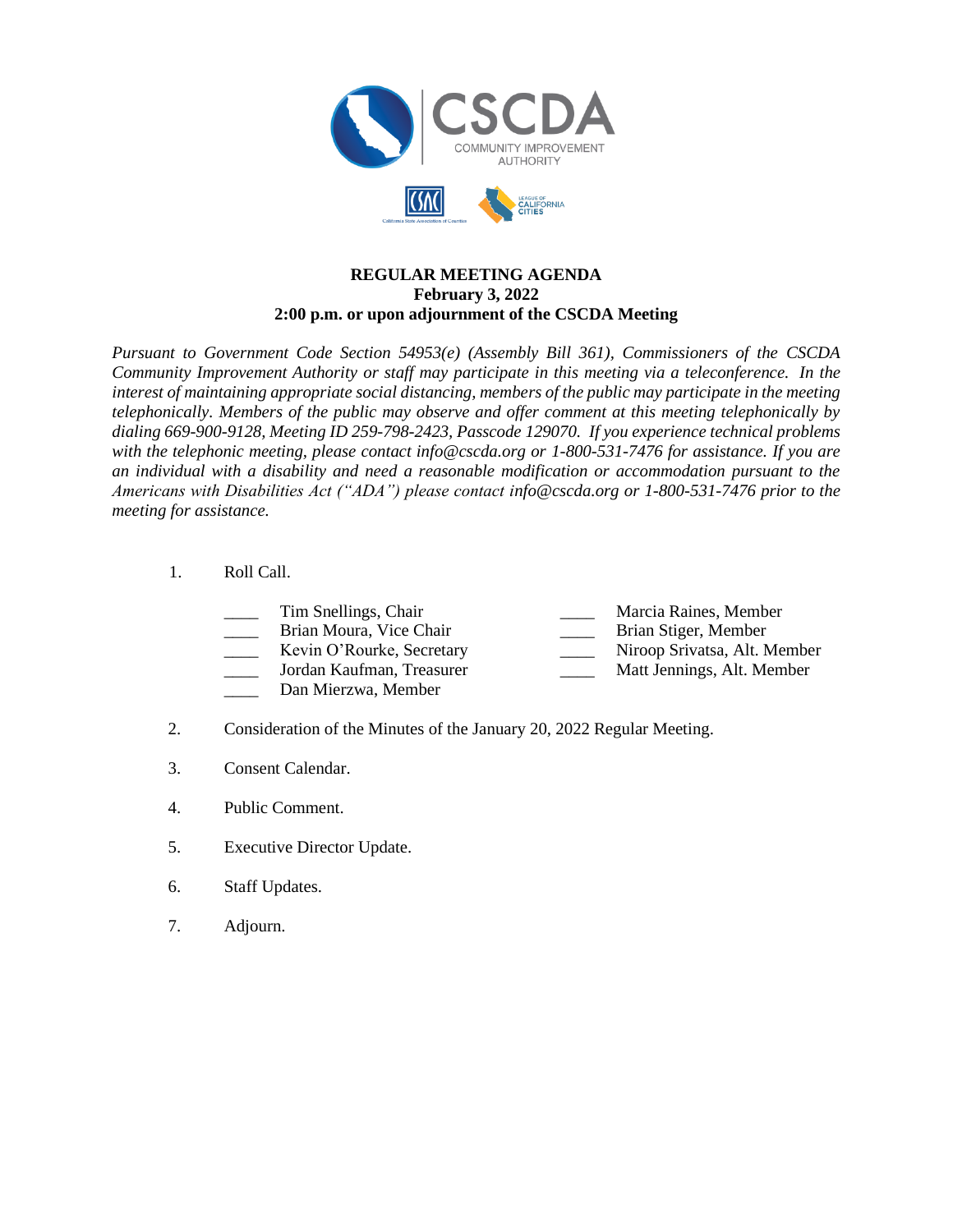CSCDA

COMMUNITY IMPROVEMENT AUTHORITY

**REGULAR MEETING AGENDA**
**February 3, 2022**
**2:00 p.m. or upon adjournment of the CSCDA Meeting**

*Pursuant to Government Code Section 54953(e) (Assembly Bill 361), Commissioners of the CSCDA Community Improvement Authority or staff may participate in this meeting via a teleconference. In the interest of maintaining appropriate social distancing, members of the public may participate in the meeting telephonically. Members of the public may observe and offer comment at this meeting telephonically by dialing 669-900-9128, Meeting ID 259-798-2423, Passcode 129070. If you experience technical problems with the telephonic meeting, please contact info@cscda.org or 1-800-531-7476 for assistance. If you are an individual with a disability and need a reasonable modification or accommodation pursuant to the Americans with Disabilities Act ("ADA") please contact info@cscda.org or 1-800-531-7476 prior to the meeting for assistance.*

1. Roll Call.

   ____ Tim Snellings, Chair
   ____ Brian Moura, Vice Chair
   ____ Kevin O'Rourke, Secretary
   ____ Jordan Kaufman, Treasurer
   ____ Dan Mierzwa, Member
   ____ Marcia Raines, Member
   ____ Brian Stiger, Member
   ____ Niroop Srivatsa, Alt. Member
   ____ Matt Jennings, Alt. Member

2. Consideration of the Minutes of the January 20, 2022 Regular Meeting.

3. Consent Calendar.

4. Public Comment.

5. Executive Director Update.

6. Staff Updates.

7. Adjourn.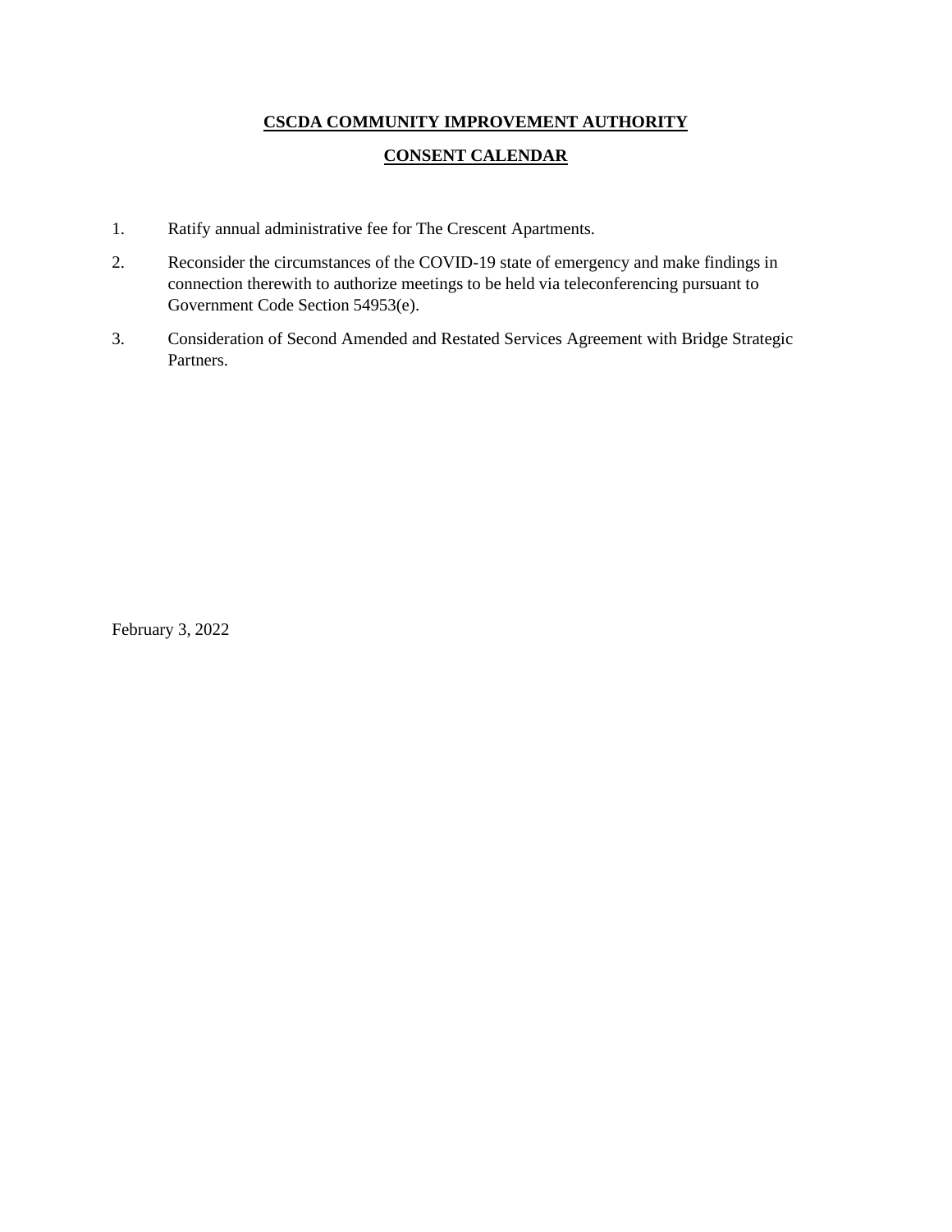**CSCDA COMMUNITY IMPROVEMENT AUTHORITY**

**CONSENT CALENDAR**

1. Ratify annual administrative fee for The Crescent Apartments.
2. Reconsider the circumstances of the COVID-19 state of emergency and make findings in connection therewith to authorize meetings to be held via teleconferencing pursuant to Government Code Section 54953(e).
3. Consideration of Second Amended and Restated Services Agreement with Bridge Strategic Partners.

February 3, 2022